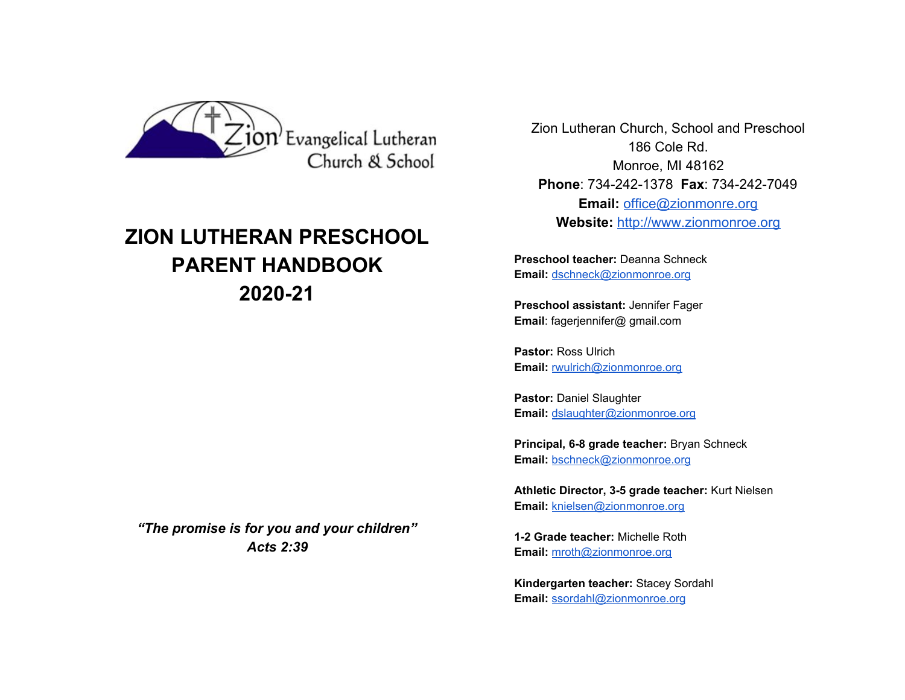Zion Evangelical Lutheran Church & School

# ZION LUTHERAN PRESCHOOL PARENT HANDBOOK 2020-21

***"The promise is for you and your children" Acts 2:39***

Zion Lutheran Church, School and Preschool
186 Cole Rd.
Monroe, MI 48162
**Phone**: 734-242-1378 **Fax**: 734-242-7049
**Email:** office@zionmonre.org
**Website:** http://www.zionmonroe.org

**Preschool teacher:** Deanna Schneck
**Email:** dschneck@zionmonroe.org

**Preschool assistant:** Jennifer Fager
**Email**: fagerjennifer@ gmail.com

**Pastor:** Ross Ulrich
**Email:** rwulrich@zionmonroe.org

**Pastor:** Daniel Slaughter
**Email:** dslaughter@zionmonroe.org

**Principal, 6-8 grade teacher:** Bryan Schneck
**Email:** bschneck@zionmonroe.org

**Athletic Director, 3-5 grade teacher:** Kurt Nielsen
**Email:** knielsen@zionmonroe.org

**1-2 Grade teacher:** Michelle Roth
**Email:** mroth@zionmonroe.org

**Kindergarten teacher:** Stacey Sordahl
**Email:** ssordahl@zionmonroe.org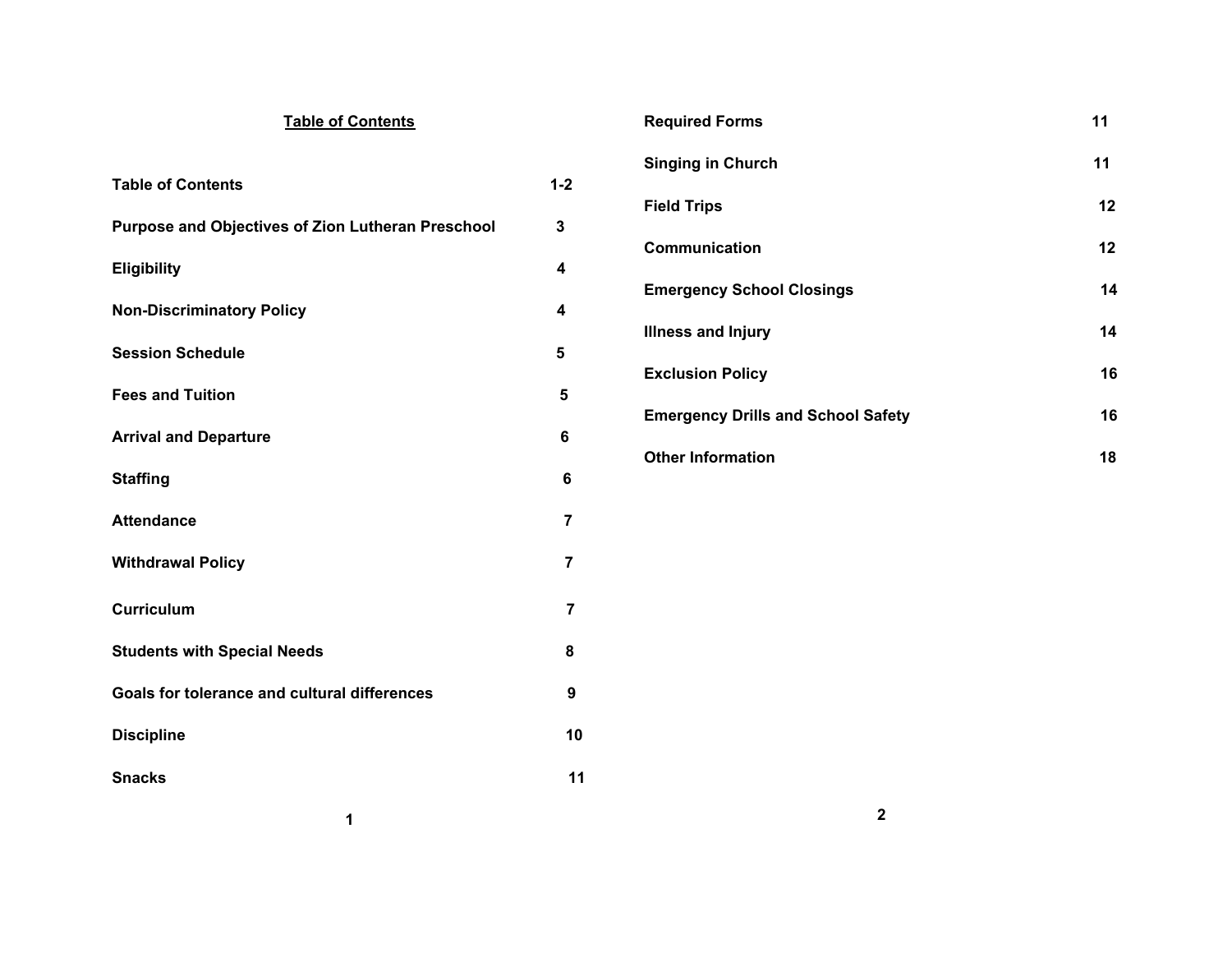## Table of Contents

| Section | Page |
| --- | --- |
| Table of Contents | 1-2 |
| Purpose and Objectives of Zion Lutheran Preschool | 3 |
| Eligibility | 4 |
| Non-Discriminatory Policy | 4 |
| Session Schedule | 5 |
| Fees and Tuition | 5 |
| Arrival and Departure | 6 |
| Staffing | 6 |
| Attendance | 7 |
| Withdrawal Policy | 7 |
| Curriculum | 7 |
| Students with Special Needs | 8 |
| Goals for tolerance and cultural differences | 9 |
| Discipline | 10 |
| Snacks | 11 |
| Required Forms | 11 |
| Singing in Church | 11 |
| Field Trips | 12 |
| Communication | 12 |
| Emergency School Closings | 14 |
| Illness and Injury | 14 |
| Exclusion Policy | 16 |
| Emergency Drills and School Safety | 16 |
| Other Information | 18 |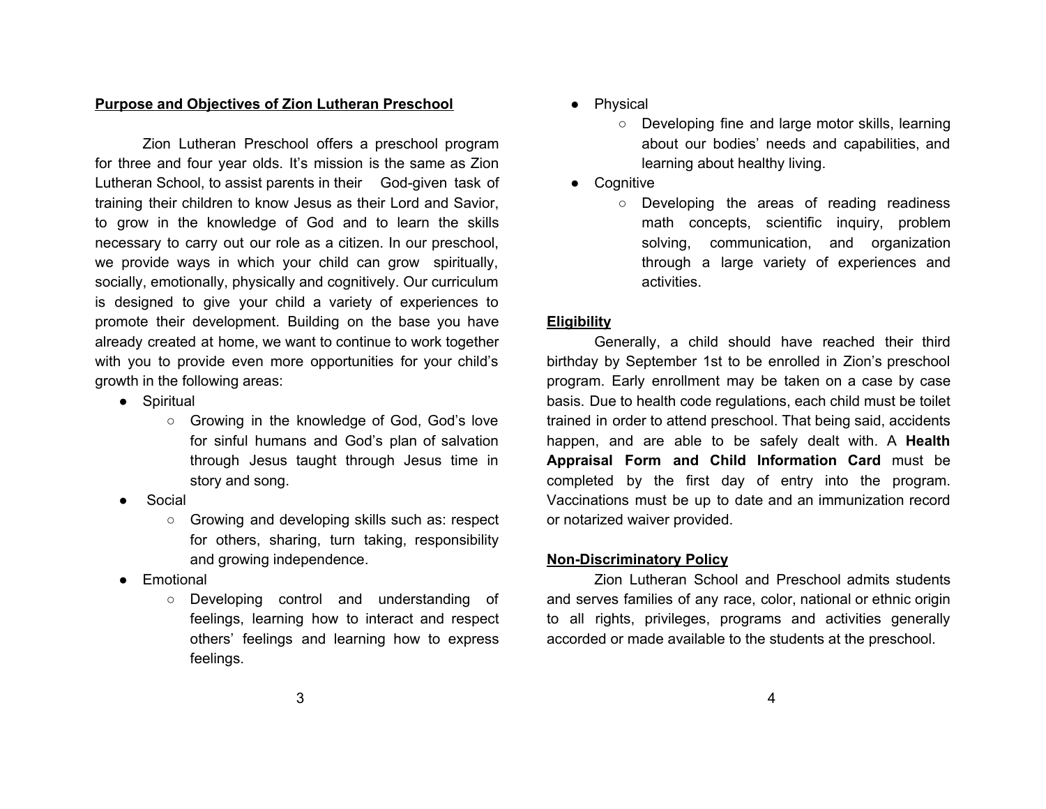**Purpose and Objectives of Zion Lutheran Preschool**

Zion Lutheran Preschool offers a preschool program for three and four year olds. It's mission is the same as Zion Lutheran School, to assist parents in their God-given task of training their children to know Jesus as their Lord and Savior, to grow in the knowledge of God and to learn the skills necessary to carry out our role as a citizen. In our preschool, we provide ways in which your child can grow spiritually, socially, emotionally, physically and cognitively. Our curriculum is designed to give your child a variety of experiences to promote their development. Building on the base you have already created at home, we want to continue to work together with you to provide even more opportunities for your child's growth in the following areas:

- Spiritual
    - Growing in the knowledge of God, God's love for sinful humans and God's plan of salvation through Jesus taught through Jesus time in story and song.
- Social
    - Growing and developing skills such as: respect for others, sharing, turn taking, responsibility and growing independence.
- Emotional
    - Developing control and understanding of feelings, learning how to interact and respect others' feelings and learning how to express feelings.
- Physical
    - Developing fine and large motor skills, learning about our bodies' needs and capabilities, and learning about healthy living.
- Cognitive
    - Developing the areas of reading readiness math concepts, scientific inquiry, problem solving, communication, and organization through a large variety of experiences and activities.

**Eligibility**

Generally, a child should have reached their third birthday by September 1st to be enrolled in Zion's preschool program. Early enrollment may be taken on a case by case basis. Due to health code regulations, each child must be toilet trained in order to attend preschool. That being said, accidents happen, and are able to be safely dealt with. A **Health Appraisal Form and Child Information Card** must be completed by the first day of entry into the program. Vaccinations must be up to date and an immunization record or notarized waiver provided.

**Non-Discriminatory Policy**

Zion Lutheran School and Preschool admits students and serves families of any race, color, national or ethnic origin to all rights, privileges, programs and activities generally accorded or made available to the students at the preschool.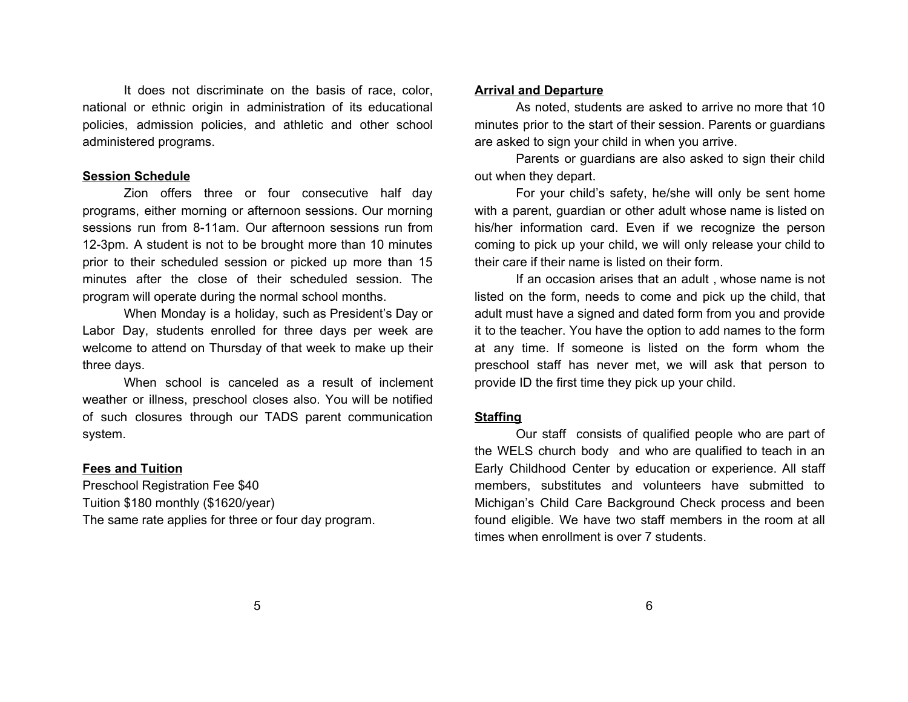It does not discriminate on the basis of race, color, national or ethnic origin in administration of its educational policies, admission policies, and athletic and other school administered programs.

**Session Schedule**

Zion offers three or four consecutive half day programs, either morning or afternoon sessions. Our morning sessions run from 8-11am. Our afternoon sessions run from 12-3pm. A student is not to be brought more than 10 minutes prior to their scheduled session or picked up more than 15 minutes after the close of their scheduled session. The program will operate during the normal school months.

When Monday is a holiday, such as President's Day or Labor Day, students enrolled for three days per week are welcome to attend on Thursday of that week to make up their three days.

When school is canceled as a result of inclement weather or illness, preschool closes also. You will be notified of such closures through our TADS parent communication system.

**Fees and Tuition**

Preschool Registration Fee $40
Tuition $180 monthly ($1620/year)
The same rate applies for three or four day program.

**Arrival and Departure**

As noted, students are asked to arrive no more that 10 minutes prior to the start of their session. Parents or guardians are asked to sign your child in when you arrive.

Parents or guardians are also asked to sign their child out when they depart.

For your child's safety, he/she will only be sent home with a parent, guardian or other adult whose name is listed on his/her information card. Even if we recognize the person coming to pick up your child, we will only release your child to their care if their name is listed on their form.

If an occasion arises that an adult , whose name is not listed on the form, needs to come and pick up the child, that adult must have a signed and dated form from you and provide it to the teacher. You have the option to add names to the form at any time. If someone is listed on the form whom the preschool staff has never met, we will ask that person to provide ID the first time they pick up your child.

**Staffing**

Our staff consists of qualified people who are part of the WELS church body and who are qualified to teach in an Early Childhood Center by education or experience. All staff members, substitutes and volunteers have submitted to Michigan's Child Care Background Check process and been found eligible. We have two staff members in the room at all times when enrollment is over 7 students.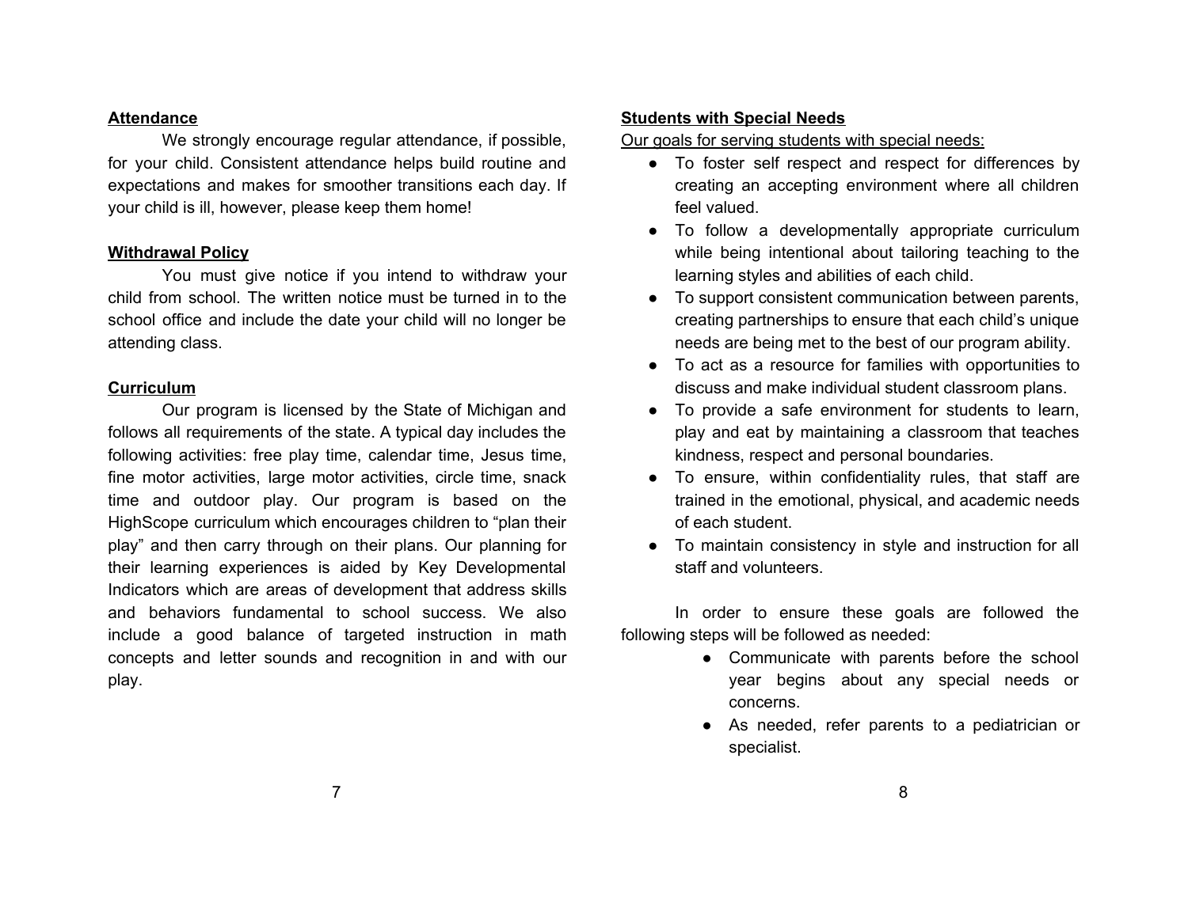**Attendance**

We strongly encourage regular attendance, if possible, for your child. Consistent attendance helps build routine and expectations and makes for smoother transitions each day. If your child is ill, however, please keep them home!

**Withdrawal Policy**

You must give notice if you intend to withdraw your child from school. The written notice must be turned in to the school office and include the date your child will no longer be attending class.

**Curriculum**

Our program is licensed by the State of Michigan and follows all requirements of the state. A typical day includes the following activities: free play time, calendar time, Jesus time, fine motor activities, large motor activities, circle time, snack time and outdoor play. Our program is based on the HighScope curriculum which encourages children to "plan their play" and then carry through on their plans. Our planning for their learning experiences is aided by Key Developmental Indicators which are areas of development that address skills and behaviors fundamental to school success. We also include a good balance of targeted instruction in math concepts and letter sounds and recognition in and with our play.

**Students with Special Needs**

Our goals for serving students with special needs:

- To foster self respect and respect for differences by creating an accepting environment where all children feel valued.
- To follow a developmentally appropriate curriculum while being intentional about tailoring teaching to the learning styles and abilities of each child.
- To support consistent communication between parents, creating partnerships to ensure that each child's unique needs are being met to the best of our program ability.
- To act as a resource for families with opportunities to discuss and make individual student classroom plans.
- To provide a safe environment for students to learn, play and eat by maintaining a classroom that teaches kindness, respect and personal boundaries.
- To ensure, within confidentiality rules, that staff are trained in the emotional, physical, and academic needs of each student.
- To maintain consistency in style and instruction for all staff and volunteers.

In order to ensure these goals are followed the following steps will be followed as needed:

- Communicate with parents before the school year begins about any special needs or concerns.
- As needed, refer parents to a pediatrician or specialist.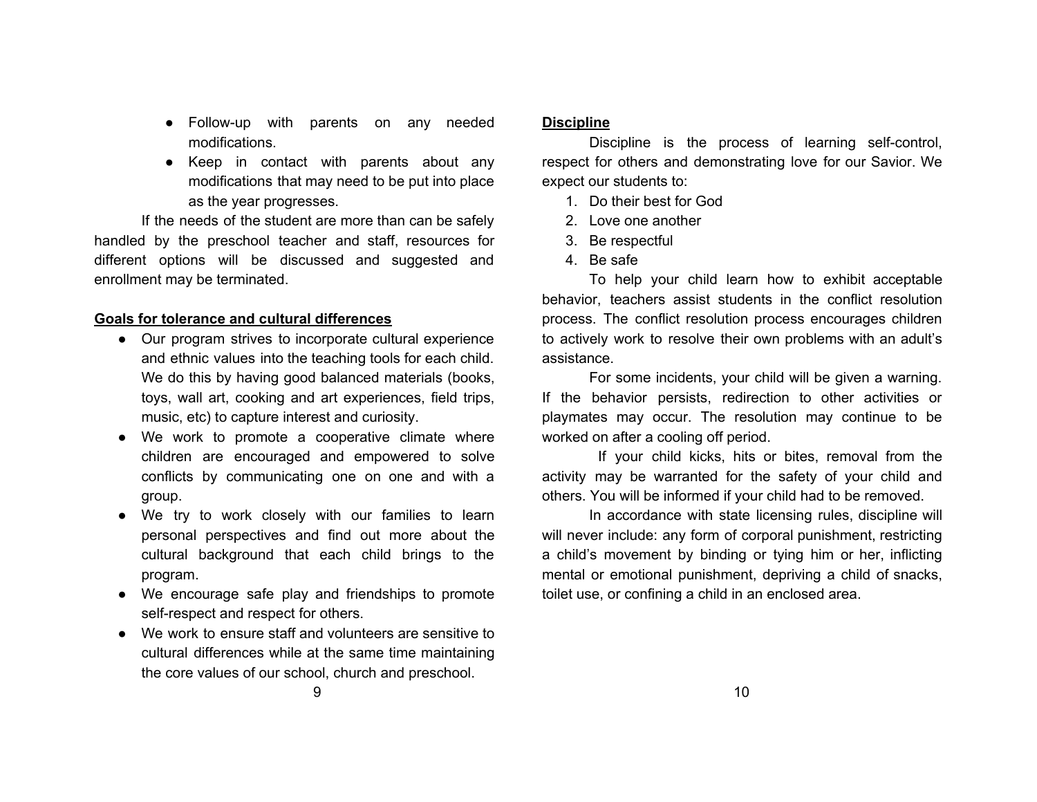- Follow-up with parents on any needed modifications.
- Keep in contact with parents about any modifications that may need to be put into place as the year progresses.

If the needs of the student are more than can be safely handled by the preschool teacher and staff, resources for different options will be discussed and suggested and enrollment may be terminated.

## Goals for tolerance and cultural differences

- Our program strives to incorporate cultural experience and ethnic values into the teaching tools for each child. We do this by having good balanced materials (books, toys, wall art, cooking and art experiences, field trips, music, etc) to capture interest and curiosity.
- We work to promote a cooperative climate where children are encouraged and empowered to solve conflicts by communicating one on one and with a group.
- We try to work closely with our families to learn personal perspectives and find out more about the cultural background that each child brings to the program.
- We encourage safe play and friendships to promote self-respect and respect for others.
- We work to ensure staff and volunteers are sensitive to cultural differences while at the same time maintaining the core values of our school, church and preschool.

## Discipline

Discipline is the process of learning self-control, respect for others and demonstrating love for our Savior. We expect our students to:

1. Do their best for God
2. Love one another
3. Be respectful
4. Be safe

To help your child learn how to exhibit acceptable behavior, teachers assist students in the conflict resolution process. The conflict resolution process encourages children to actively work to resolve their own problems with an adult's assistance.

For some incidents, your child will be given a warning. If the behavior persists, redirection to other activities or playmates may occur. The resolution may continue to be worked on after a cooling off period.

If your child kicks, hits or bites, removal from the activity may be warranted for the safety of your child and others. You will be informed if your child had to be removed.

In accordance with state licensing rules, discipline will will never include: any form of corporal punishment, restricting a child's movement by binding or tying him or her, inflicting mental or emotional punishment, depriving a child of snacks, toilet use, or confining a child in an enclosed area.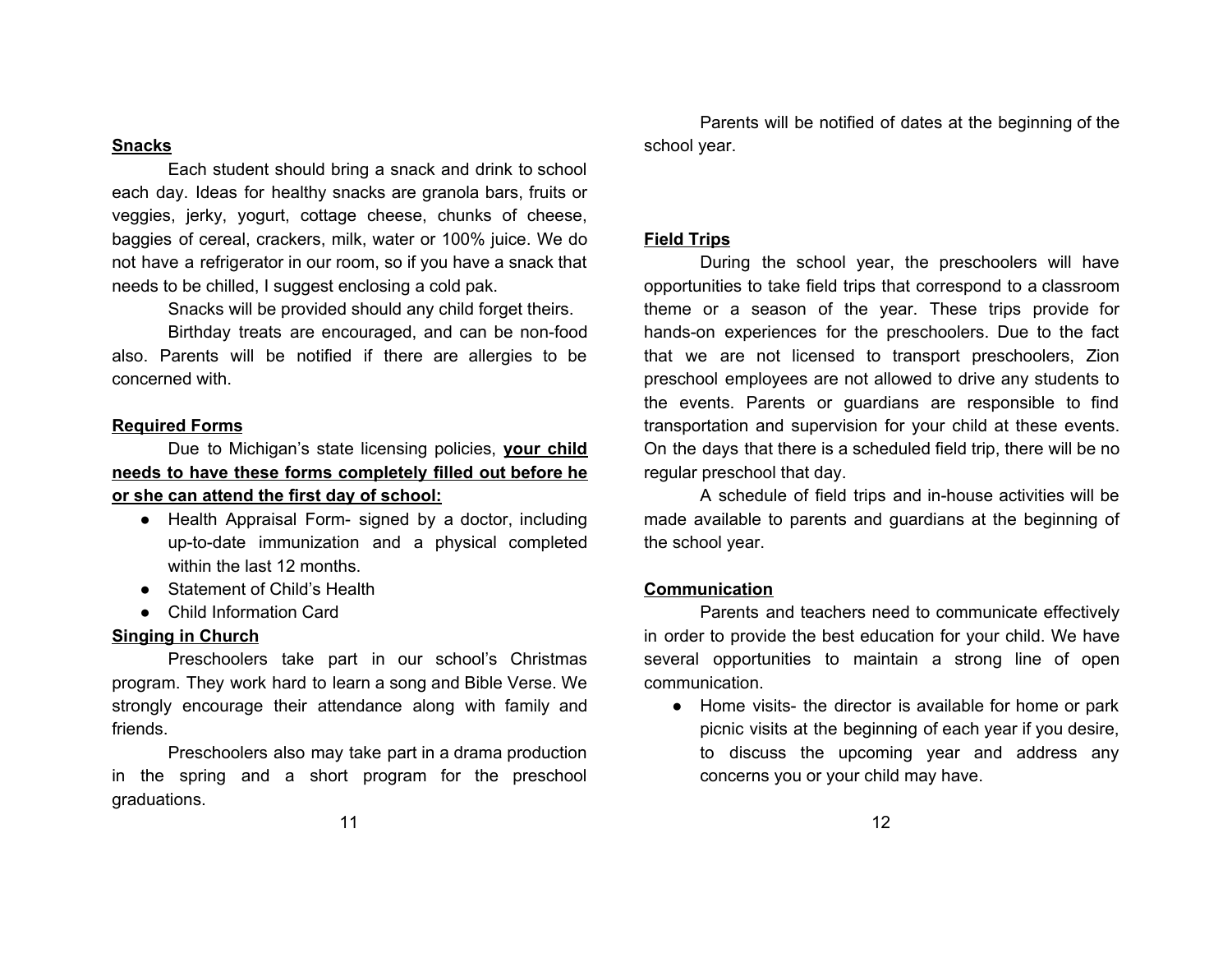## Snacks

Each student should bring a snack and drink to school each day. Ideas for healthy snacks are granola bars, fruits or veggies, jerky, yogurt, cottage cheese, chunks of cheese, baggies of cereal, crackers, milk, water or 100% juice. We do not have a refrigerator in our room, so if you have a snack that needs to be chilled, I suggest enclosing a cold pak.

Snacks will be provided should any child forget theirs.

Birthday treats are encouraged, and can be non-food also. Parents will be notified if there are allergies to be concerned with.

## Required Forms

Due to Michigan's state licensing policies, **your child needs to have these forms completely filled out before he or she can attend the first day of school:**

- Health Appraisal Form- signed by a doctor, including up-to-date immunization and a physical completed within the last 12 months.
- Statement of Child's Health
- Child Information Card

## Singing in Church

Preschoolers take part in our school's Christmas program. They work hard to learn a song and Bible Verse. We strongly encourage their attendance along with family and friends.

Preschoolers also may take part in a drama production in the spring and a short program for the preschool graduations.

Parents will be notified of dates at the beginning of the school year.

## Field Trips

During the school year, the preschoolers will have opportunities to take field trips that correspond to a classroom theme or a season of the year. These trips provide for hands-on experiences for the preschoolers. Due to the fact that we are not licensed to transport preschoolers, Zion preschool employees are not allowed to drive any students to the events. Parents or guardians are responsible to find transportation and supervision for your child at these events. On the days that there is a scheduled field trip, there will be no regular preschool that day.

A schedule of field trips and in-house activities will be made available to parents and guardians at the beginning of the school year.

## Communication

Parents and teachers need to communicate effectively in order to provide the best education for your child. We have several opportunities to maintain a strong line of open communication.

- Home visits- the director is available for home or park picnic visits at the beginning of each year if you desire, to discuss the upcoming year and address any concerns you or your child may have.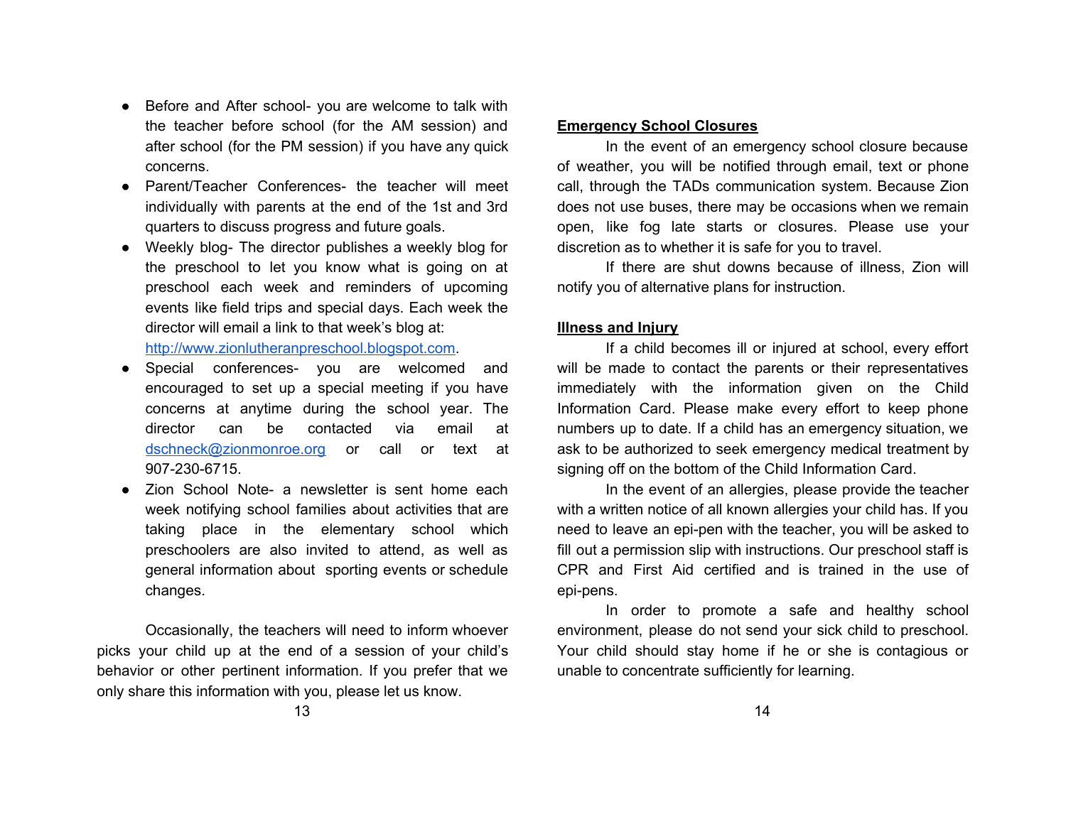- Before and After school- you are welcome to talk with the teacher before school (for the AM session) and after school (for the PM session) if you have any quick concerns.
- Parent/Teacher Conferences- the teacher will meet individually with parents at the end of the 1st and 3rd quarters to discuss progress and future goals.
- Weekly blog- The director publishes a weekly blog for the preschool to let you know what is going on at preschool each week and reminders of upcoming events like field trips and special days. Each week the director will email a link to that week's blog at: [http://www.zionlutheranpreschool.blogspot.com](http://www.zionlutheranpreschool.blogspot.com).
- Special conferences- you are welcomed and encouraged to set up a special meeting if you have concerns at anytime during the school year. The director can be contacted via email at [dschneck@zionmonroe.org](mailto:dschneck@zionmonroe.org) or call or text at 907-230-6715.
- Zion School Note- a newsletter is sent home each week notifying school families about activities that are taking place in the elementary school which preschoolers are also invited to attend, as well as general information about sporting events or schedule changes.

Occasionally, the teachers will need to inform whoever picks your child up at the end of a session of your child's behavior or other pertinent information. If you prefer that we only share this information with you, please let us know.

**Emergency School Closures**

In the event of an emergency school closure because of weather, you will be notified through email, text or phone call, through the TADs communication system. Because Zion does not use buses, there may be occasions when we remain open, like fog late starts or closures. Please use your discretion as to whether it is safe for you to travel.

If there are shut downs because of illness, Zion will notify you of alternative plans for instruction.

**Illness and Injury**

If a child becomes ill or injured at school, every effort will be made to contact the parents or their representatives immediately with the information given on the Child Information Card. Please make every effort to keep phone numbers up to date. If a child has an emergency situation, we ask to be authorized to seek emergency medical treatment by signing off on the bottom of the Child Information Card.

In the event of an allergies, please provide the teacher with a written notice of all known allergies your child has. If you need to leave an epi-pen with the teacher, you will be asked to fill out a permission slip with instructions. Our preschool staff is CPR and First Aid certified and is trained in the use of epi-pens.

In order to promote a safe and healthy school environment, please do not send your sick child to preschool. Your child should stay home if he or she is contagious or unable to concentrate sufficiently for learning.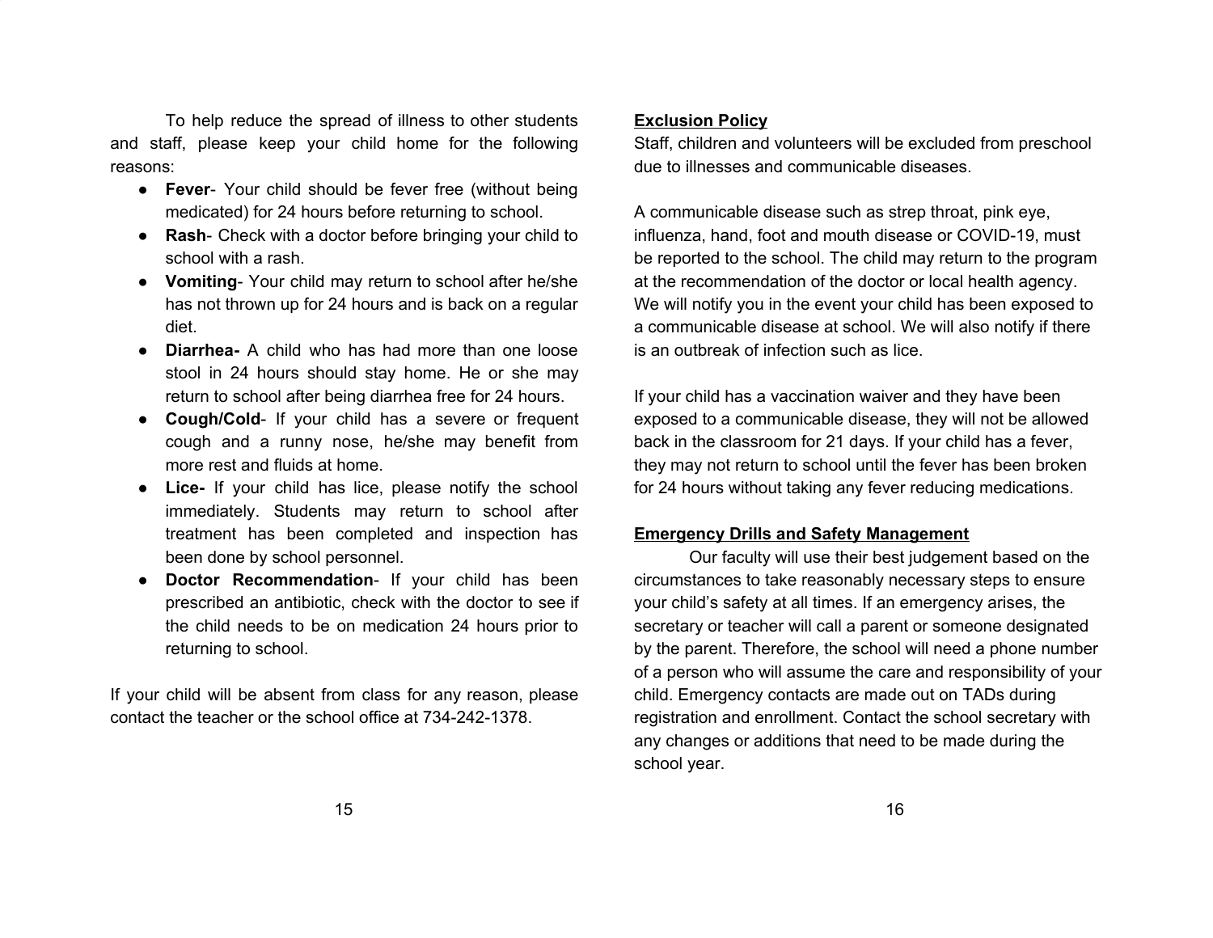To help reduce the spread of illness to other students and staff, please keep your child home for the following reasons:

- **Fever**- Your child should be fever free (without being medicated) for 24 hours before returning to school.
- **Rash**- Check with a doctor before bringing your child to school with a rash.
- **Vomiting**- Your child may return to school after he/she has not thrown up for 24 hours and is back on a regular diet.
- **Diarrhea-** A child who has had more than one loose stool in 24 hours should stay home. He or she may return to school after being diarrhea free for 24 hours.
- **Cough/Cold**- If your child has a severe or frequent cough and a runny nose, he/she may benefit from more rest and fluids at home.
- **Lice-** If your child has lice, please notify the school immediately. Students may return to school after treatment has been completed and inspection has been done by school personnel.
- **Doctor Recommendation**- If your child has been prescribed an antibiotic, check with the doctor to see if the child needs to be on medication 24 hours prior to returning to school.

If your child will be absent from class for any reason, please contact the teacher or the school office at 734-242-1378.

## Exclusion Policy

Staff, children and volunteers will be excluded from preschool due to illnesses and communicable diseases.

A communicable disease such as strep throat, pink eye, influenza, hand, foot and mouth disease or COVID-19, must be reported to the school. The child may return to the program at the recommendation of the doctor or local health agency. We will notify you in the event your child has been exposed to a communicable disease at school. We will also notify if there is an outbreak of infection such as lice.

If your child has a vaccination waiver and they have been exposed to a communicable disease, they will not be allowed back in the classroom for 21 days. If your child has a fever, they may not return to school until the fever has been broken for 24 hours without taking any fever reducing medications.

## Emergency Drills and Safety Management

Our faculty will use their best judgement based on the circumstances to take reasonably necessary steps to ensure your child's safety at all times. If an emergency arises, the secretary or teacher will call a parent or someone designated by the parent. Therefore, the school will need a phone number of a person who will assume the care and responsibility of your child. Emergency contacts are made out on TADs during registration and enrollment. Contact the school secretary with any changes or additions that need to be made during the school year.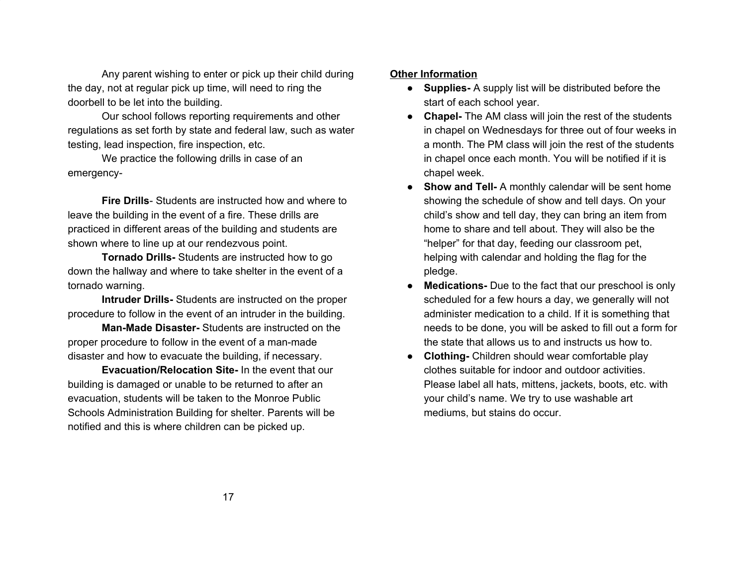Any parent wishing to enter or pick up their child during the day, not at regular pick up time, will need to ring the doorbell to be let into the building.

Our school follows reporting requirements and other regulations as set forth by state and federal law, such as water testing, lead inspection, fire inspection, etc.

We practice the following drills in case of an emergency-

**Fire Drills**- Students are instructed how and where to leave the building in the event of a fire. These drills are practiced in different areas of the building and students are shown where to line up at our rendezvous point.

**Tornado Drills-** Students are instructed how to go down the hallway and where to take shelter in the event of a tornado warning.

**Intruder Drills-** Students are instructed on the proper procedure to follow in the event of an intruder in the building.

**Man-Made Disaster-** Students are instructed on the proper procedure to follow in the event of a man-made disaster and how to evacuate the building, if necessary.

**Evacuation/Relocation Site-** In the event that our building is damaged or unable to be returned to after an evacuation, students will be taken to the Monroe Public Schools Administration Building for shelter. Parents will be notified and this is where children can be picked up.

**Other Information**

- **Supplies-** A supply list will be distributed before the start of each school year.
- **Chapel-** The AM class will join the rest of the students in chapel on Wednesdays for three out of four weeks in a month. The PM class will join the rest of the students in chapel once each month. You will be notified if it is chapel week.
- **Show and Tell-** A monthly calendar will be sent home showing the schedule of show and tell days. On your child's show and tell day, they can bring an item from home to share and tell about. They will also be the "helper" for that day, feeding our classroom pet, helping with calendar and holding the flag for the pledge.
- **Medications-** Due to the fact that our preschool is only scheduled for a few hours a day, we generally will not administer medication to a child. If it is something that needs to be done, you will be asked to fill out a form for the state that allows us to and instructs us how to.
- **Clothing-** Children should wear comfortable play clothes suitable for indoor and outdoor activities. Please label all hats, mittens, jackets, boots, etc. with your child's name. We try to use washable art mediums, but stains do occur.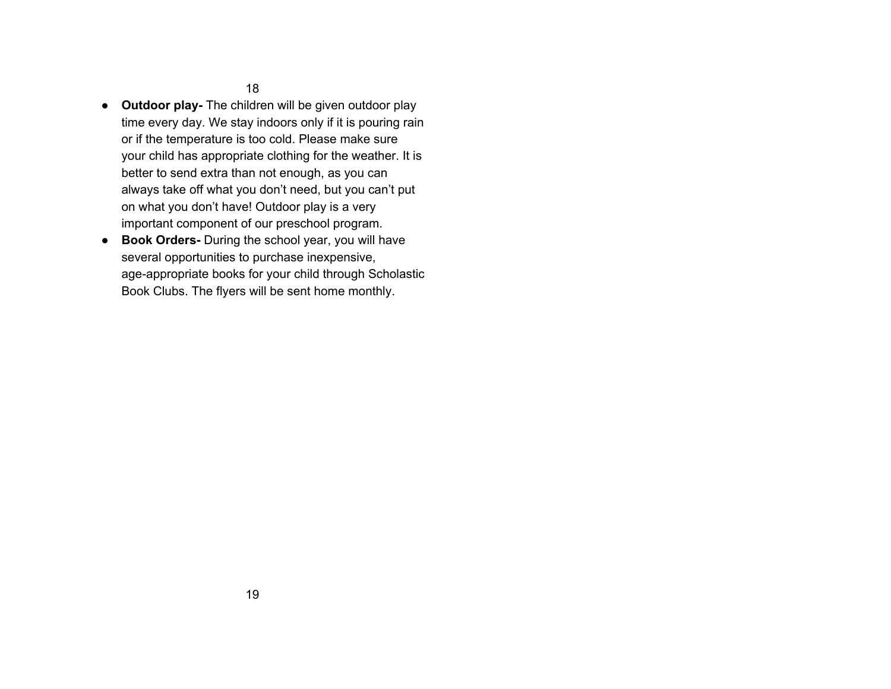- **Outdoor play-** The children will be given outdoor play time every day. We stay indoors only if it is pouring rain or if the temperature is too cold. Please make sure your child has appropriate clothing for the weather. It is better to send extra than not enough, as you can always take off what you don't need, but you can't put on what you don't have! Outdoor play is a very important component of our preschool program.
- **Book Orders-** During the school year, you will have several opportunities to purchase inexpensive, age-appropriate books for your child through Scholastic Book Clubs. The flyers will be sent home monthly.